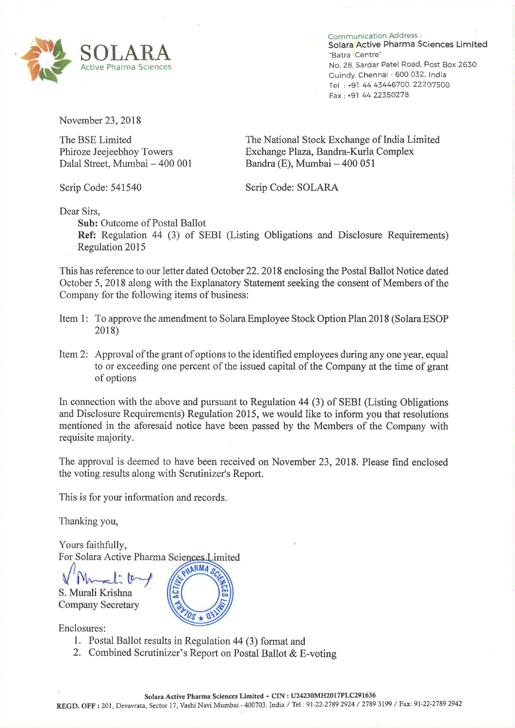**SOLARA**
Active Pharma Sciences

Communication Address :
Solara Active Pharma Sciences Limited
"Batra Centre"
No. 28, Sardar Patel Road, Post Box 2630
Guindy, Chennai - 600 032, India
Tel : +91 44 43446700, 22207500
Fax : +91 44 22350278

November 23, 2018

The BSE Limited
Phiroze Jeejeebhoy Towers
Dalal Street, Mumbai – 400 001

Scrip Code: 541540

The National Stock Exchange of India Limited
Exchange Plaza, Bandra-Kurla Complex
Bandra (E), Mumbai – 400 051

Scrip Code: SOLARA

Dear Sirs,

**Sub:** Outcome of Postal Ballot
**Ref:** Regulation 44 (3) of SEBI (Listing Obligations and Disclosure Requirements) Regulation 2015

This has reference to our letter dated October 22. 2018 enclosing the Postal Ballot Notice dated October 5, 2018 along with the Explanatory Statement seeking the consent of Members of the Company for the following items of business:

Item 1: To approve the amendment to Solara Employee Stock Option Plan 2018 (Solara ESOP 2018)

Item 2: Approval of the grant of options to the identified employees during any one year, equal to or exceeding one percent of the issued capital of the Company at the time of grant of options

In connection with the above and pursuant to Regulation 44 (3) of SEBI (Listing Obligations and Disclosure Requirements) Regulation 2015, we would like to inform you that resolutions mentioned in the aforesaid notice have been passed by the Members of the Company with requisite majority.

The approval is deemed to have been received on November 23, 2018. Please find enclosed the voting results along with Scrutinizer's Report.

This is for your information and records.

Thanking you,

Yours faithfully,
For Solara Active Pharma Sciences Limited

S. Murali Krishna
Company Secretary

Enclosures:
1. Postal Ballot results in Regulation 44 (3) format and
2. Combined Scrutinizer's Report on Postal Ballot & E-voting

Solara Active Pharma Sciences Limited - CIN : U24230MH2017PLC291636
REGD. OFF : 201, Devavrata, Sector 17, Vashi Navi Mumbai - 400703. India / Tel : 91-22-2789 2924 / 2789 3199 / Fax: 91-22-2789 2942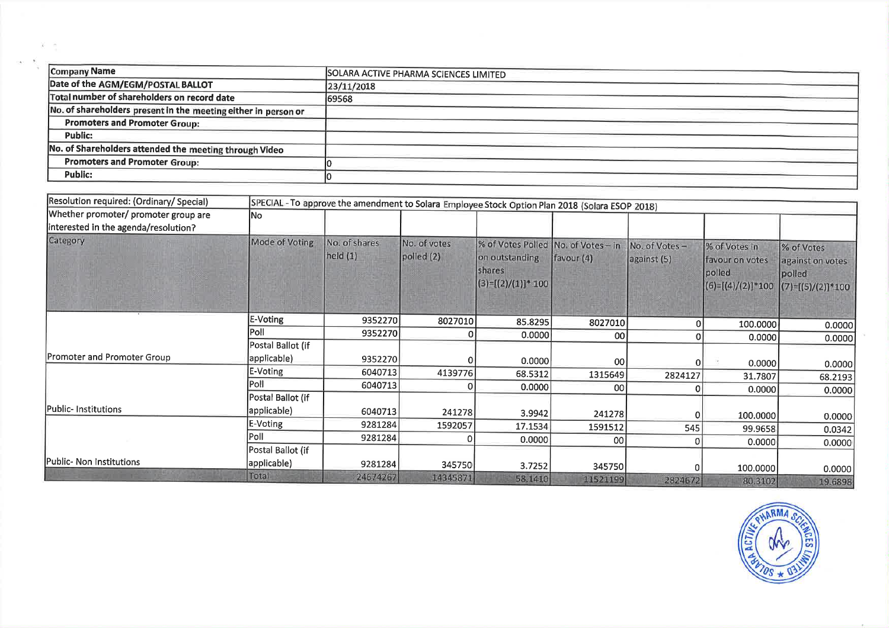| Company Name | SOLARA ACTIVE PHARMA SCIENCES LIMITED |
|---|---|
| Date of the AGM/EGM/POSTAL BALLOT | 23/11/2018 |
| Total number of shareholders on record date | 69568 |
| No. of shareholders present in the meeting either in person or | |
| Promoters and Promoter Group: | |
| Public: | |
| No. of Shareholders attended the meeting through Video | |
| Promoters and Promoter Group: | 0 |
| Public: | 0 |

| Resolution required: (Ordinary/ Special) | SPECIAL - To approve the amendment to Solara Employee Stock Option Plan 2018 (Solara ESOP 2018) | | | | | | | |
|---|---|---|---|---|---|---|---|---|
| Whether promoter/ promoter group are interested in the agenda/resolution? | No | | | | | | | |
| Category | Mode of Voting | No. of shares held (1) | No. of votes polled (2) | % of Votes Polled on outstanding shares (3)=[(2)/(1)]* 100 | No. of Votes – in favour (4) | No. of Votes – against (5) | % of Votes in favour on votes polled (6)=[(4)/(2)]*100 | % of Votes against on votes polled (7)=[(5)/(2)]*100 |
| Promoter and Promoter Group | E-Voting | 9352270 | 8027010 | 85.8295 | 8027010 | 0 | 100.0000 | 0.0000 |
| | Poll | 9352270 | 0 | 0.0000 | 00 | 0 | 0.0000 | 0.0000 |
| | Postal Ballot (if applicable) | 9352270 | 0 | 0.0000 | 00 | 0 | 0.0000 | 0.0000 |
| Public- Institutions | E-Voting | 6040713 | 4139776 | 68.5312 | 1315649 | 2824127 | 31.7807 | 68.2193 |
| | Poll | 6040713 | 0 | 0.0000 | 00 | 0 | 0.0000 | 0.0000 |
| | Postal Ballot (if applicable) | 6040713 | 241278 | 3.9942 | 241278 | 0 | 100.0000 | 0.0000 |
| Public- Non Institutions | E-Voting | 9281284 | 1592057 | 17.1534 | 1591512 | 545 | 99.9658 | 0.0342 |
| | Poll | 9281284 | 0 | 0.0000 | 00 | 0 | 0.0000 | 0.0000 |
| | Postal Ballot (if applicable) | 9281284 | 345750 | 3.7252 | 345750 | 0 | 100.0000 | 0.0000 |
| | Total | 24674267 | 14345871 | 58.1410 | 11521199 | 2824672 | 80.3102 | 19.6898 |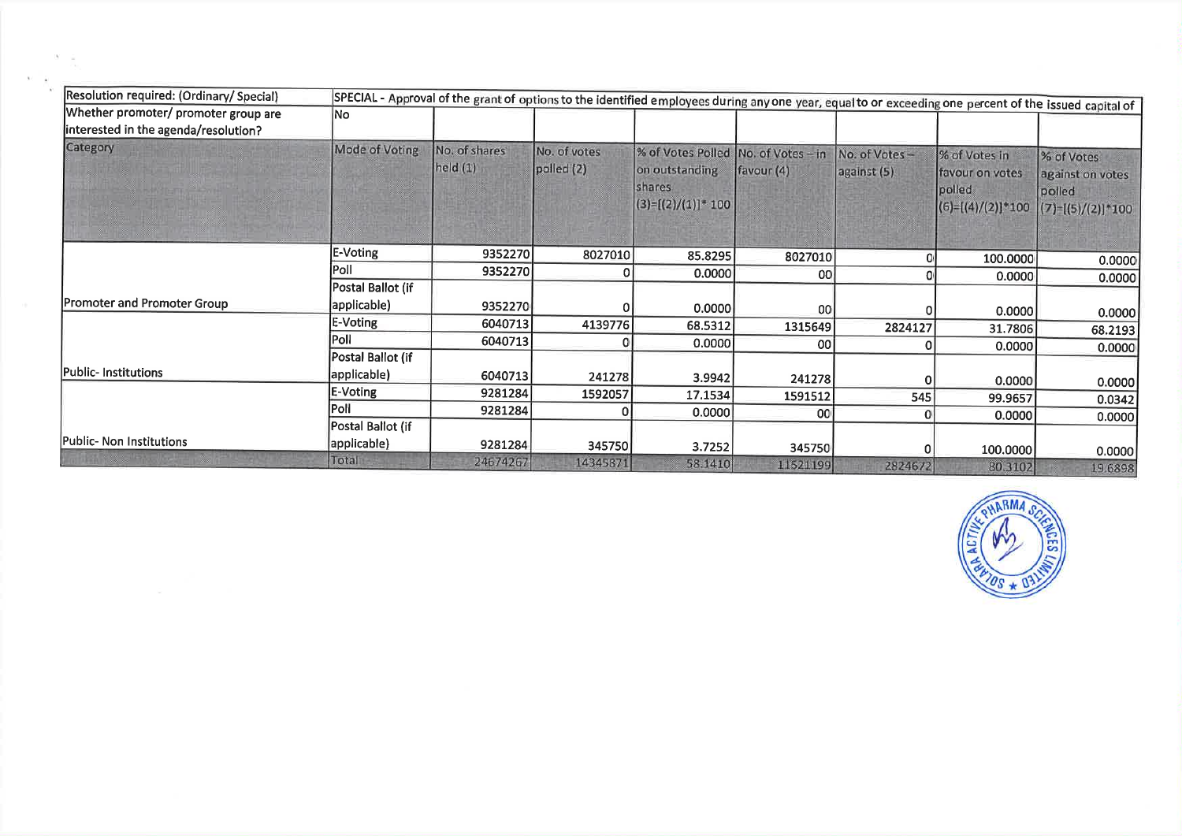| Resolution required: (Ordinary/ Special) | SPECIAL - Approval of the grant of options to the identified employees during any one year, equal to or exceeding one percent of the issued capital of | | | | | | | |
|---|---|---|---|---|---|---|---|---|
| Whether promoter/ promoter group are interested in the agenda/resolution? | No | | | | | | | |
| Category | Mode of Voting | No. of shares held (1) | No. of votes polled (2) | % of Votes Polled on outstanding shares (3)=[(2)/(1)]* 100 | No. of Votes – in favour (4) | No. of Votes – against (5) | % of Votes in favour on votes polled (6)=[(4)/(2)]*100 | % of Votes against on votes polled (7)=[(5)/(2)]*100 |
| Promoter and Promoter Group | E-Voting | 9352270 | 8027010 | 85.8295 | 8027010 | 0 | 100.0000 | 0.0000 |
| | Poll | 9352270 | 0 | 0.0000 | 00 | 0 | 0.0000 | 0.0000 |
| | Postal Ballot (if applicable) | 9352270 | 0 | 0.0000 | 00 | 0 | 0.0000 | 0.0000 |
| Public- Institutions | E-Voting | 6040713 | 4139776 | 68.5312 | 1315649 | 2824127 | 31.7806 | 68.2193 |
| | Poll | 6040713 | 0 | 0.0000 | 00 | 0 | 0.0000 | 0.0000 |
| | Postal Ballot (if applicable) | 6040713 | 241278 | 3.9942 | 241278 | 0 | 0.0000 | 0.0000 |
| Public- Non Institutions | E-Voting | 9281284 | 1592057 | 17.1534 | 1591512 | 545 | 99.9657 | 0.0342 |
| | Poll | 9281284 | 0 | 0.0000 | 00 | 0 | 0.0000 | 0.0000 |
| | Postal Ballot (if applicable) | 9281284 | 345750 | 3.7252 | 345750 | 0 | 100.0000 | 0.0000 |
| | Total | 24674267 | 14345871 | 58.1410 | 11521199 | 2824672 | 80.3102 | 19.6898 |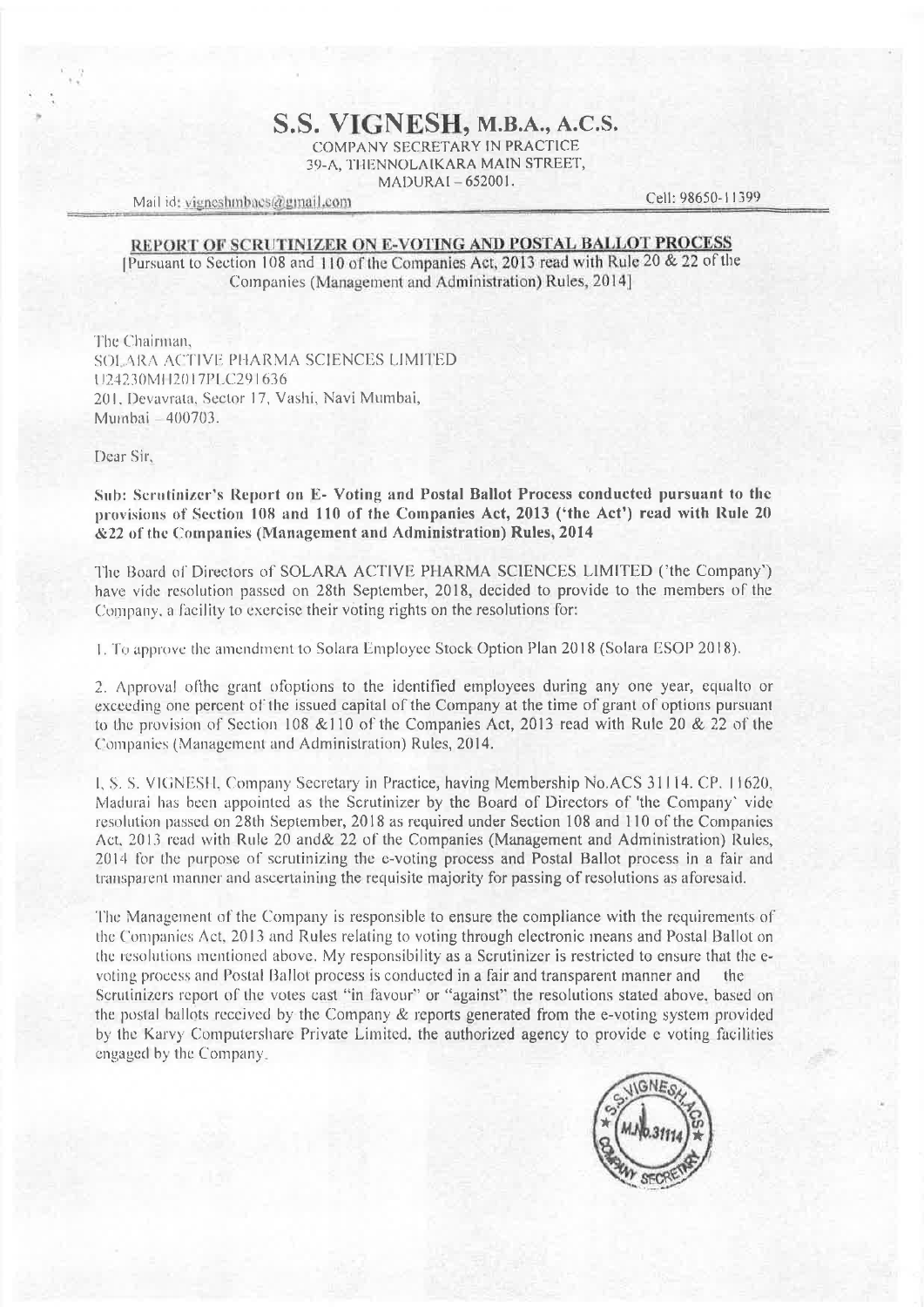# S.S. VIGNESH, M.B.A., A.C.S.

COMPANY SECRETARY IN PRACTICE
39-A, THENNOLAIKARA MAIN STREET,
MADURAI – 652001.

Mail id: vigneshmbacs@gmail.com Cell: 98650-11399

**REPORT OF SCRUTINIZER ON E-VOTING AND POSTAL BALLOT PROCESS**
[Pursuant to Section 108 and 110 of the Companies Act, 2013 read with Rule 20 & 22 of the Companies (Management and Administration) Rules, 2014]

The Chairman,
SOLARA ACTIVE PHARMA SCIENCES LIMITED
U24230MH2017PLC291636
201, Devavrata, Sector 17, Vashi, Navi Mumbai,
Mumbai – 400703.

Dear Sir,

**Sub: Scrutinizer's Report on E- Voting and Postal Ballot Process conducted pursuant to the provisions of Section 108 and 110 of the Companies Act, 2013 ('the Act') read with Rule 20 &22 of the Companies (Management and Administration) Rules, 2014**

The Board of Directors of SOLARA ACTIVE PHARMA SCIENCES LIMITED ('the Company') have vide resolution passed on 28th September, 2018, decided to provide to the members of the Company, a facility to exercise their voting rights on the resolutions for:

1. To approve the amendment to Solara Employee Stock Option Plan 2018 (Solara ESOP 2018).

2. Approval ofthe grant ofoptions to the identified employees during any one year, equalto or exceeding one percent of the issued capital of the Company at the time of grant of options pursuant to the provision of Section 108 &110 of the Companies Act, 2013 read with Rule 20 & 22 of the Companies (Management and Administration) Rules, 2014.

I, S. S. VIGNESH, Company Secretary in Practice, having Membership No.ACS 31114. CP. 11620, Madurai has been appointed as the Scrutinizer by the Board of Directors of 'the Company' vide resolution passed on 28th September, 2018 as required under Section 108 and 110 of the Companies Act, 2013 read with Rule 20 and& 22 of the Companies (Management and Administration) Rules, 2014 for the purpose of scrutinizing the e-voting process and Postal Ballot process in a fair and transparent manner and ascertaining the requisite majority for passing of resolutions as aforesaid.

The Management of the Company is responsible to ensure the compliance with the requirements of the Companies Act, 2013 and Rules relating to voting through electronic means and Postal Ballot on the resolutions mentioned above. My responsibility as a Scrutinizer is restricted to ensure that the e-voting process and Postal Ballot process is conducted in a fair and transparent manner and the Scrutinizers report of the votes cast "in favour" or "against" the resolutions stated above, based on the postal ballots received by the Company & reports generated from the e-voting system provided by the Karvy Computershare Private Limited, the authorized agency to provide e voting facilities engaged by the Company.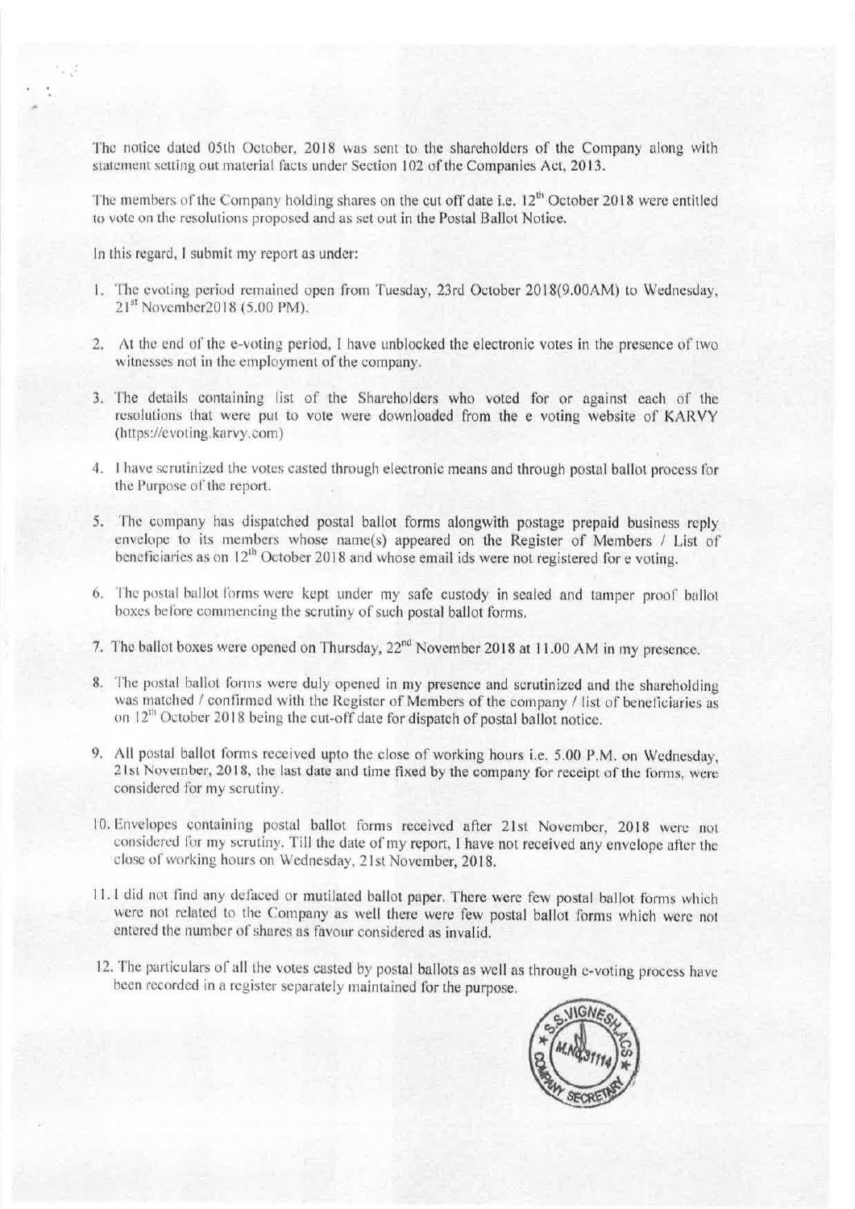The notice dated 05th October, 2018 was sent to the shareholders of the Company along with statement setting out material facts under Section 102 of the Companies Act, 2013.

The members of the Company holding shares on the cut off date i.e. 12th October 2018 were entitled to vote on the resolutions proposed and as set out in the Postal Ballot Notice.

In this regard, I submit my report as under:

1. The evoting period remained open from Tuesday, 23rd October 2018(9.00AM) to Wednesday, 21st November2018 (5.00 PM).

2. At the end of the e-voting period, I have unblocked the electronic votes in the presence of two witnesses not in the employment of the company.

3. The details containing list of the Shareholders who voted for or against each of the resolutions that were put to vote were downloaded from the e voting website of KARVY (https://evoting.karvy.com)

4. I have scrutinized the votes casted through electronic means and through postal ballot process for the Purpose of the report.

5. The company has dispatched postal ballot forms alongwith postage prepaid business reply envelope to its members whose name(s) appeared on the Register of Members / List of beneficiaries as on 12th October 2018 and whose email ids were not registered for e voting.

6. The postal ballot forms were kept under my safe custody in sealed and tamper proof ballot boxes before commencing the scrutiny of such postal ballot forms.

7. The ballot boxes were opened on Thursday, 22nd November 2018 at 11.00 AM in my presence.

8. The postal ballot forms were duly opened in my presence and scrutinized and the shareholding was matched / confirmed with the Register of Members of the company / list of beneficiaries as on 12th October 2018 being the cut-off date for dispatch of postal ballot notice.

9. All postal ballot forms received upto the close of working hours i.e. 5.00 P.M. on Wednesday, 21st November, 2018, the last date and time fixed by the company for receipt of the forms, were considered for my scrutiny.

10. Envelopes containing postal ballot forms received after 21st November, 2018 were not considered for my scrutiny. Till the date of my report, I have not received any envelope after the close of working hours on Wednesday, 21st November, 2018.

11. I did not find any defaced or mutilated ballot paper. There were few postal ballot forms which were not related to the Company as well there were few postal ballot forms which were not entered the number of shares as favour considered as invalid.

12. The particulars of all the votes casted by postal ballots as well as through e-voting process have been recorded in a register separately maintained for the purpose.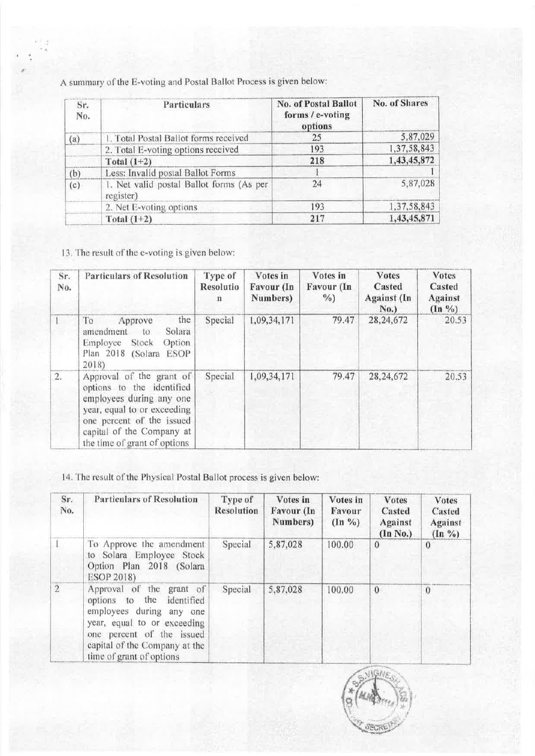A summary of the E-voting and Postal Ballot Process is given below:

| Sr. No. | Particulars | No. of Postal Ballot forms / e-voting options | No. of Shares |
|---|---|---|---|
| (a) | 1. Total Postal Ballot forms received | 25 | 5,87,029 |
| | 2. Total E-voting options received | 193 | 1,37,58,843 |
| | **Total (1+2)** | **218** | **1,43,45,872** |
| (b) | Less: Invalid postal Ballot Forms | 1 | 1 |
| (c) | 1. Net valid postal Ballot forms (As per register) | 24 | 5,87,028 |
| | 2. Net E-voting options | 193 | 1,37,58,843 |
| | **Total (1+2)** | **217** | **1,43,45,871** |

13. The result of the e-voting is given below:

| Sr. No. | Particulars of Resolution | Type of Resolution | Votes in Favour (In Numbers) | Votes in Favour (In %) | Votes Casted Against (In No.) | Votes Casted Against (In %) |
|---|---|---|---|---|---|---|
| 1 | To Approve the amendment to Solara Employee Stock Option Plan 2018 (Solara ESOP 2018) | Special | 1,09,34,171 | 79.47 | 28,24,672 | 20.53 |
| 2. | Approval of the grant of options to the identified employees during any one year, equal to or exceeding one percent of the issued capital of the Company at the time of grant of options | Special | 1,09,34,171 | 79.47 | 28,24,672 | 20.53 |

14. The result of the Physical Postal Ballot process is given below:

| Sr. No. | Particulars of Resolution | Type of Resolution | Votes in Favour (In Numbers) | Votes in Favour (In %) | Votes Casted Against (In No.) | Votes Casted Against (In %) |
|---|---|---|---|---|---|---|
| 1 | To Approve the amendment to Solara Employee Stock Option Plan 2018 (Solara ESOP 2018) | Special | 5,87,028 | 100.00 | 0 | 0 |
| 2 | Approval of the grant of options to the identified employees during any one year, equal to or exceeding one percent of the issued capital of the Company at the time of grant of options | Special | 5,87,028 | 100.00 | 0 | 0 |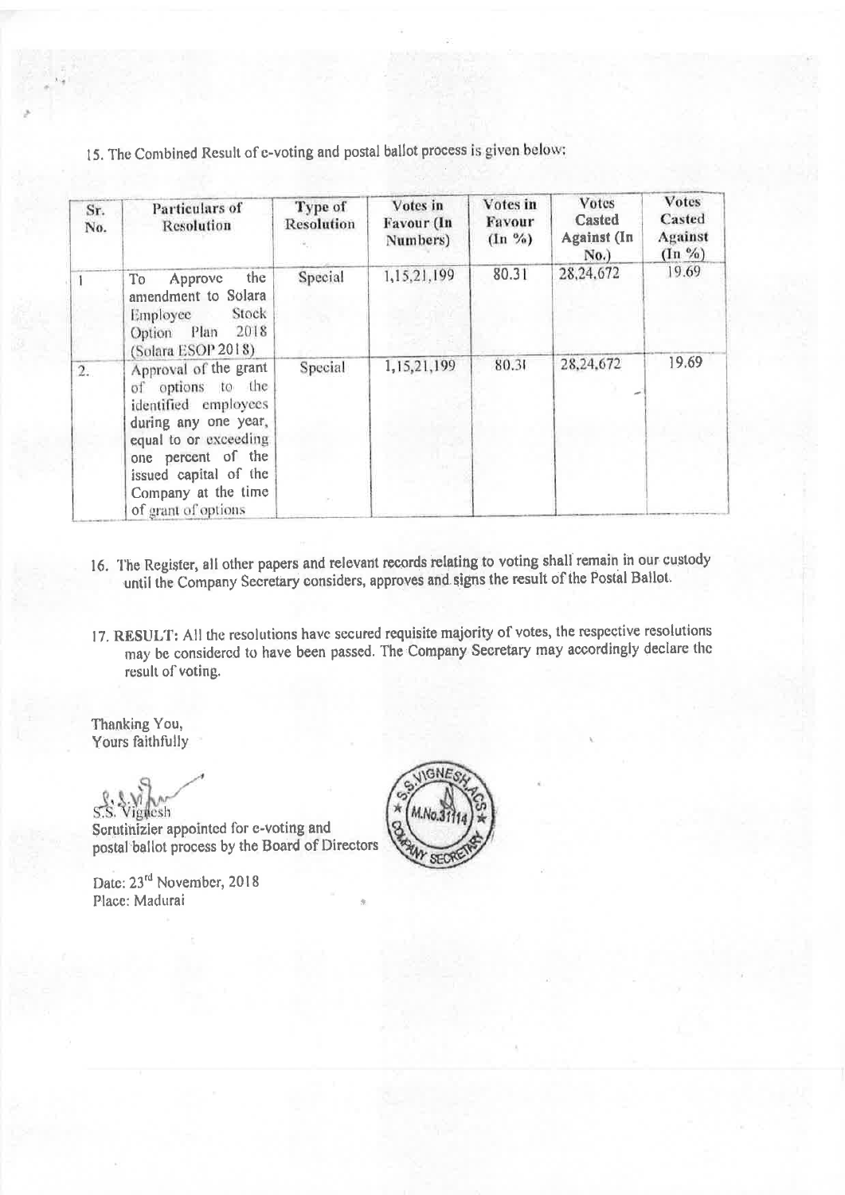15. The Combined Result of e-voting and postal ballot process is given below:

| Sr. No. | Particulars of Resolution | Type of Resolution | Votes in Favour (In Numbers) | Votes in Favour (In %) | Votes Casted Against (In No.) | Votes Casted Against (In %) |
|---|---|---|---|---|---|---|
| 1 | To Approve the amendment to Solara Employee Stock Option Plan 2018 (Solara ESOP 2018) | Special | 1,15,21,199 | 80.31 | 28,24,672 | 19.69 |
| 2. | Approval of the grant of options to the identified employees during any one year, equal to or exceeding one percent of the issued capital of the Company at the time of grant of options | Special | 1,15,21,199 | 80.31 | 28,24,672 | 19.69 |

16. The Register, all other papers and relevant records relating to voting shall remain in our custody until the Company Secretary considers, approves and signs the result of the Postal Ballot.

17. **RESULT:** All the resolutions have secured requisite majority of votes, the respective resolutions may be considered to have been passed. The Company Secretary may accordingly declare the result of voting.

Thanking You,
Yours faithfully

S.S. Vignesh
Scrutinizier appointed for e-voting and postal ballot process by the Board of Directors

Date: 23rd November, 2018
Place: Madurai